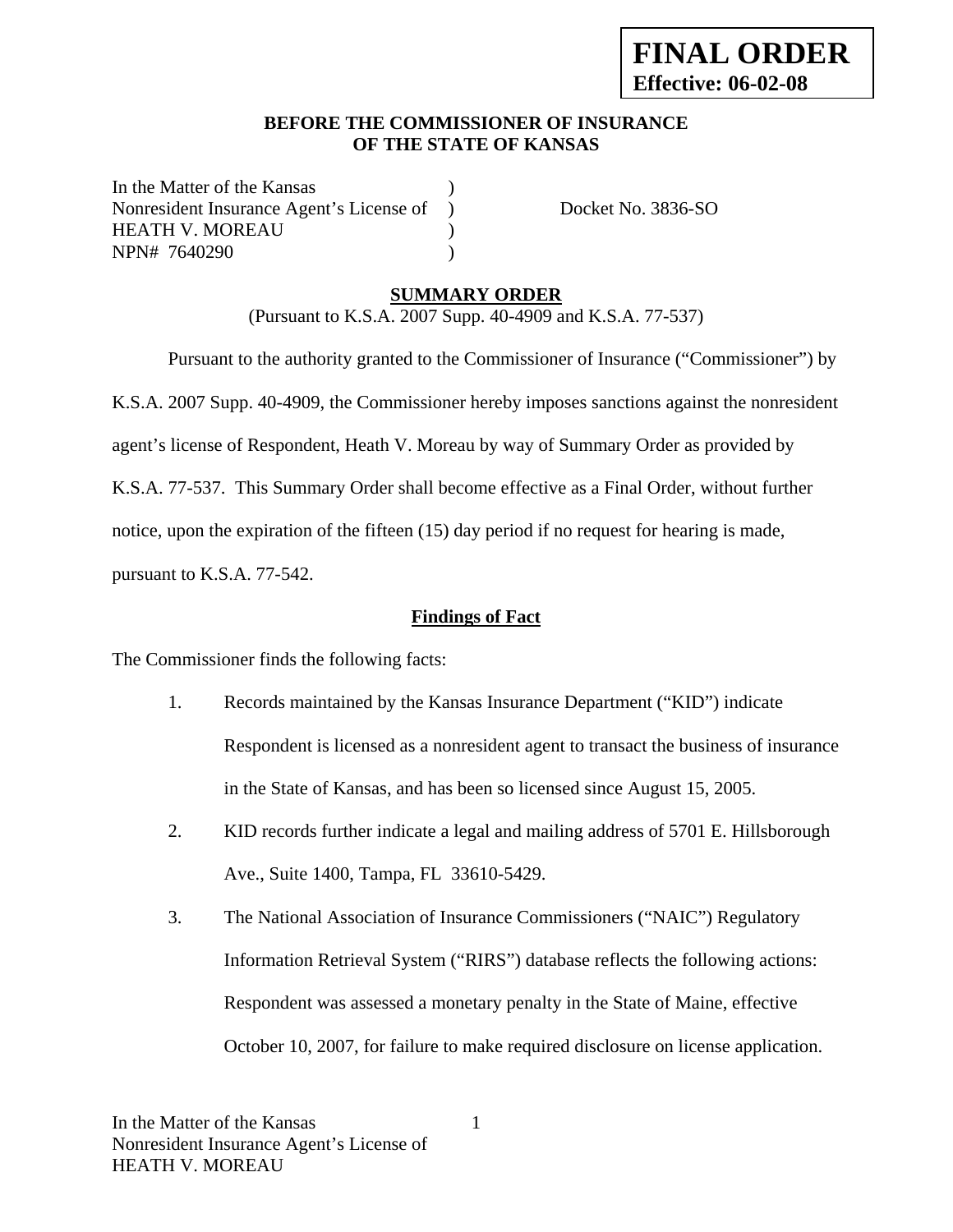**FINAL ORDER**
**Effective: 06-02-08**

**BEFORE THE COMMISSIONER OF INSURANCE**
**OF THE STATE OF KANSAS**

In the Matter of the Kansas )
Nonresident Insurance Agent's License of ) Docket No. 3836-SO
HEATH V. MOREAU )
NPN# 7640290 )

**SUMMARY ORDER**

(Pursuant to K.S.A. 2007 Supp. 40-4909 and K.S.A. 77-537)

Pursuant to the authority granted to the Commissioner of Insurance ("Commissioner") by K.S.A. 2007 Supp. 40-4909, the Commissioner hereby imposes sanctions against the nonresident agent's license of Respondent, Heath V. Moreau by way of Summary Order as provided by K.S.A. 77-537. This Summary Order shall become effective as a Final Order, without further notice, upon the expiration of the fifteen (15) day period if no request for hearing is made, pursuant to K.S.A. 77-542.

**Findings of Fact**

The Commissioner finds the following facts:

1. Records maintained by the Kansas Insurance Department ("KID") indicate Respondent is licensed as a nonresident agent to transact the business of insurance in the State of Kansas, and has been so licensed since August 15, 2005.

2. KID records further indicate a legal and mailing address of 5701 E. Hillsborough Ave., Suite 1400, Tampa, FL 33610-5429.

3. The National Association of Insurance Commissioners ("NAIC") Regulatory Information Retrieval System ("RIRS") database reflects the following actions: Respondent was assessed a monetary penalty in the State of Maine, effective October 10, 2007, for failure to make required disclosure on license application.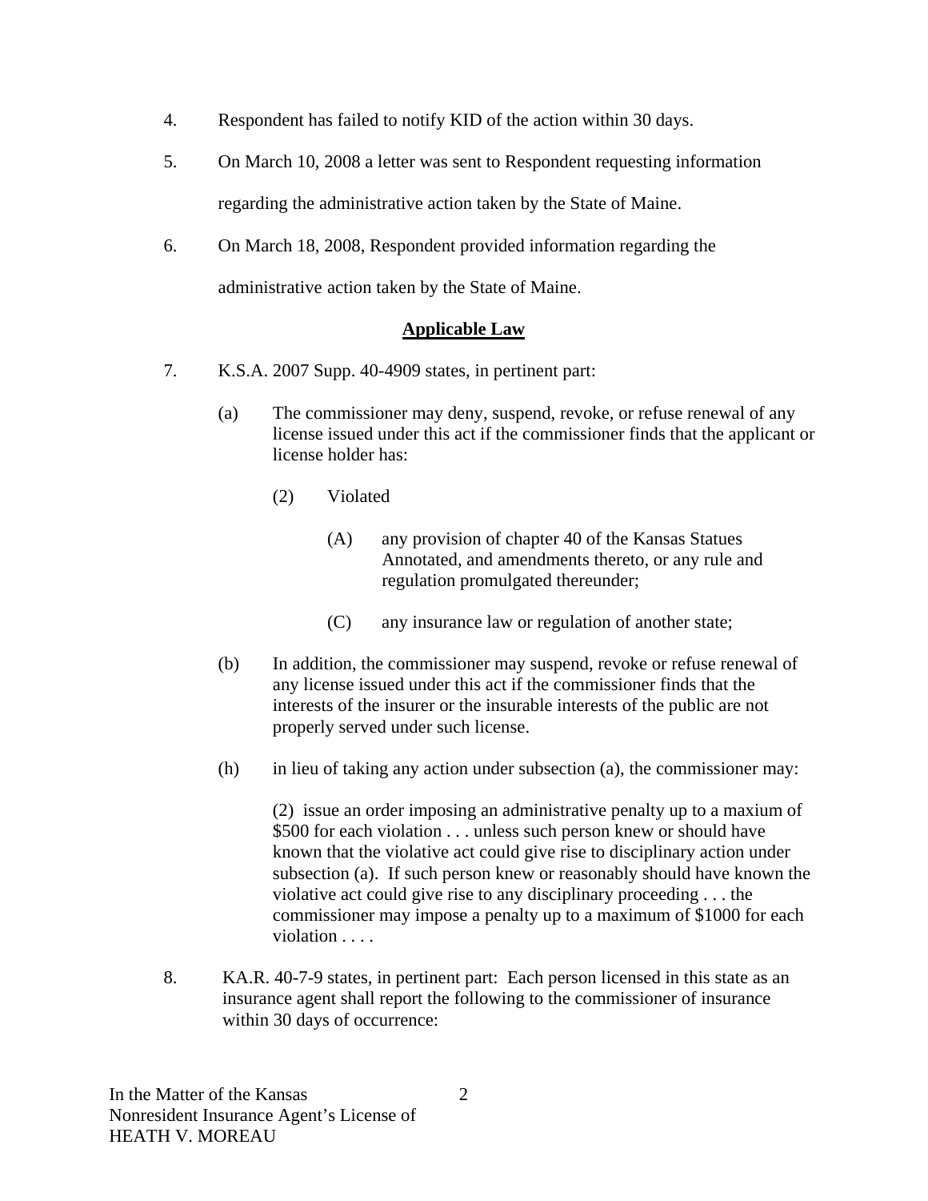4. Respondent has failed to notify KID of the action within 30 days.

5. On March 10, 2008 a letter was sent to Respondent requesting information regarding the administrative action taken by the State of Maine.

6. On March 18, 2008, Respondent provided information regarding the administrative action taken by the State of Maine.

## **Applicable Law**

7. K.S.A. 2007 Supp. 40-4909 states, in pertinent part:

   (a) The commissioner may deny, suspend, revoke, or refuse renewal of any license issued under this act if the commissioner finds that the applicant or license holder has:

      (2) Violated

         (A) any provision of chapter 40 of the Kansas Statues Annotated, and amendments thereto, or any rule and regulation promulgated thereunder;

         (C) any insurance law or regulation of another state;

   (b) In addition, the commissioner may suspend, revoke or refuse renewal of any license issued under this act if the commissioner finds that the interests of the insurer or the insurable interests of the public are not properly served under such license.

   (h) in lieu of taking any action under subsection (a), the commissioner may:

      (2) issue an order imposing an administrative penalty up to a maxium of $500 for each violation . . . unless such person knew or should have known that the violative act could give rise to disciplinary action under subsection (a). If such person knew or reasonably should have known the violative act could give rise to any disciplinary proceeding . . . the commissioner may impose a penalty up to a maximum of $1000 for each violation . . . .

8. KA.R. 40-7-9 states, in pertinent part: Each person licensed in this state as an insurance agent shall report the following to the commissioner of insurance within 30 days of occurrence: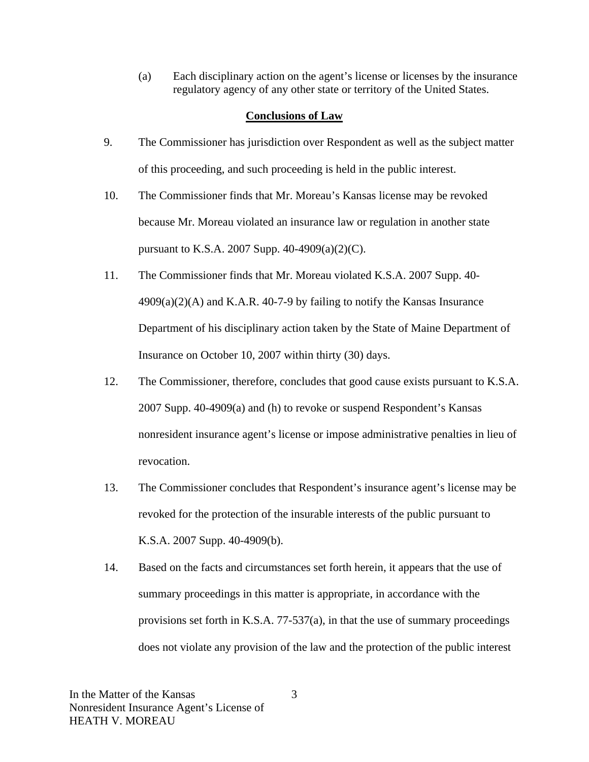(a) Each disciplinary action on the agent's license or licenses by the insurance regulatory agency of any other state or territory of the United States.

## Conclusions of Law

9. The Commissioner has jurisdiction over Respondent as well as the subject matter of this proceeding, and such proceeding is held in the public interest.

10. The Commissioner finds that Mr. Moreau's Kansas license may be revoked because Mr. Moreau violated an insurance law or regulation in another state pursuant to K.S.A. 2007 Supp. 40-4909(a)(2)(C).

11. The Commissioner finds that Mr. Moreau violated K.S.A. 2007 Supp. 40-4909(a)(2)(A) and K.A.R. 40-7-9 by failing to notify the Kansas Insurance Department of his disciplinary action taken by the State of Maine Department of Insurance on October 10, 2007 within thirty (30) days.

12. The Commissioner, therefore, concludes that good cause exists pursuant to K.S.A. 2007 Supp. 40-4909(a) and (h) to revoke or suspend Respondent's Kansas nonresident insurance agent's license or impose administrative penalties in lieu of revocation.

13. The Commissioner concludes that Respondent's insurance agent's license may be revoked for the protection of the insurable interests of the public pursuant to K.S.A. 2007 Supp. 40-4909(b).

14. Based on the facts and circumstances set forth herein, it appears that the use of summary proceedings in this matter is appropriate, in accordance with the provisions set forth in K.S.A. 77-537(a), in that the use of summary proceedings does not violate any provision of the law and the protection of the public interest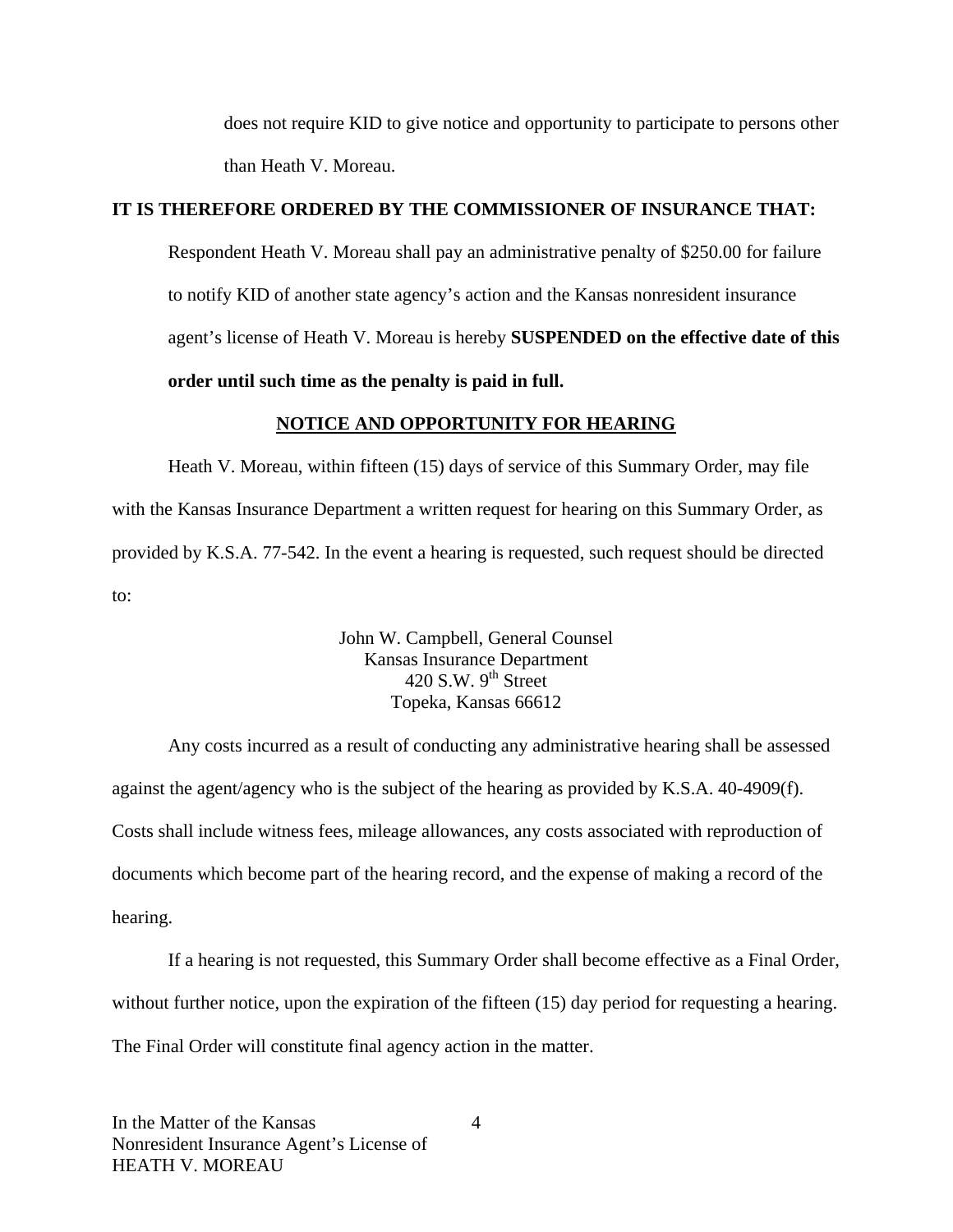does not require KID to give notice and opportunity to participate to persons other than Heath V. Moreau.

**IT IS THEREFORE ORDERED BY THE COMMISSIONER OF INSURANCE THAT:**

Respondent Heath V. Moreau shall pay an administrative penalty of $250.00 for failure to notify KID of another state agency's action and the Kansas nonresident insurance agent's license of Heath V. Moreau is hereby **SUSPENDED on the effective date of this order until such time as the penalty is paid in full.**

**NOTICE AND OPPORTUNITY FOR HEARING**

Heath V. Moreau, within fifteen (15) days of service of this Summary Order, may file with the Kansas Insurance Department a written request for hearing on this Summary Order, as provided by K.S.A. 77-542. In the event a hearing is requested, such request should be directed to:

John W. Campbell, General Counsel
Kansas Insurance Department
420 S.W. 9th Street
Topeka, Kansas 66612

Any costs incurred as a result of conducting any administrative hearing shall be assessed against the agent/agency who is the subject of the hearing as provided by K.S.A. 40-4909(f). Costs shall include witness fees, mileage allowances, any costs associated with reproduction of documents which become part of the hearing record, and the expense of making a record of the hearing.

If a hearing is not requested, this Summary Order shall become effective as a Final Order, without further notice, upon the expiration of the fifteen (15) day period for requesting a hearing. The Final Order will constitute final agency action in the matter.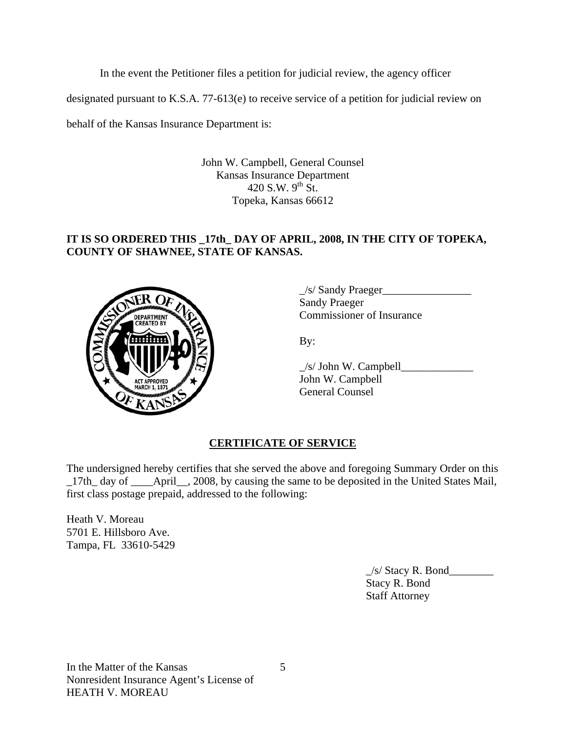In the event the Petitioner files a petition for judicial review, the agency officer designated pursuant to K.S.A. 77-613(e) to receive service of a petition for judicial review on behalf of the Kansas Insurance Department is:

John W. Campbell, General Counsel
Kansas Insurance Department
420 S.W. 9th St.
Topeka, Kansas 66612

**IT IS SO ORDERED THIS _17th_ DAY OF APRIL, 2008, IN THE CITY OF TOPEKA, COUNTY OF SHAWNEE, STATE OF KANSAS.**

_/s/ Sandy Praeger________________
Sandy Praeger
Commissioner of Insurance

By:

_/s/ John W. Campbell_____________
John W. Campbell
General Counsel

## CERTIFICATE OF SERVICE

The undersigned hereby certifies that she served the above and foregoing Summary Order on this _17th_ day of ____April__, 2008, by causing the same to be deposited in the United States Mail, first class postage prepaid, addressed to the following:

Heath V. Moreau
5701 E. Hillsboro Ave.
Tampa, FL 33610-5429

_/s/ Stacy R. Bond________
Stacy R. Bond
Staff Attorney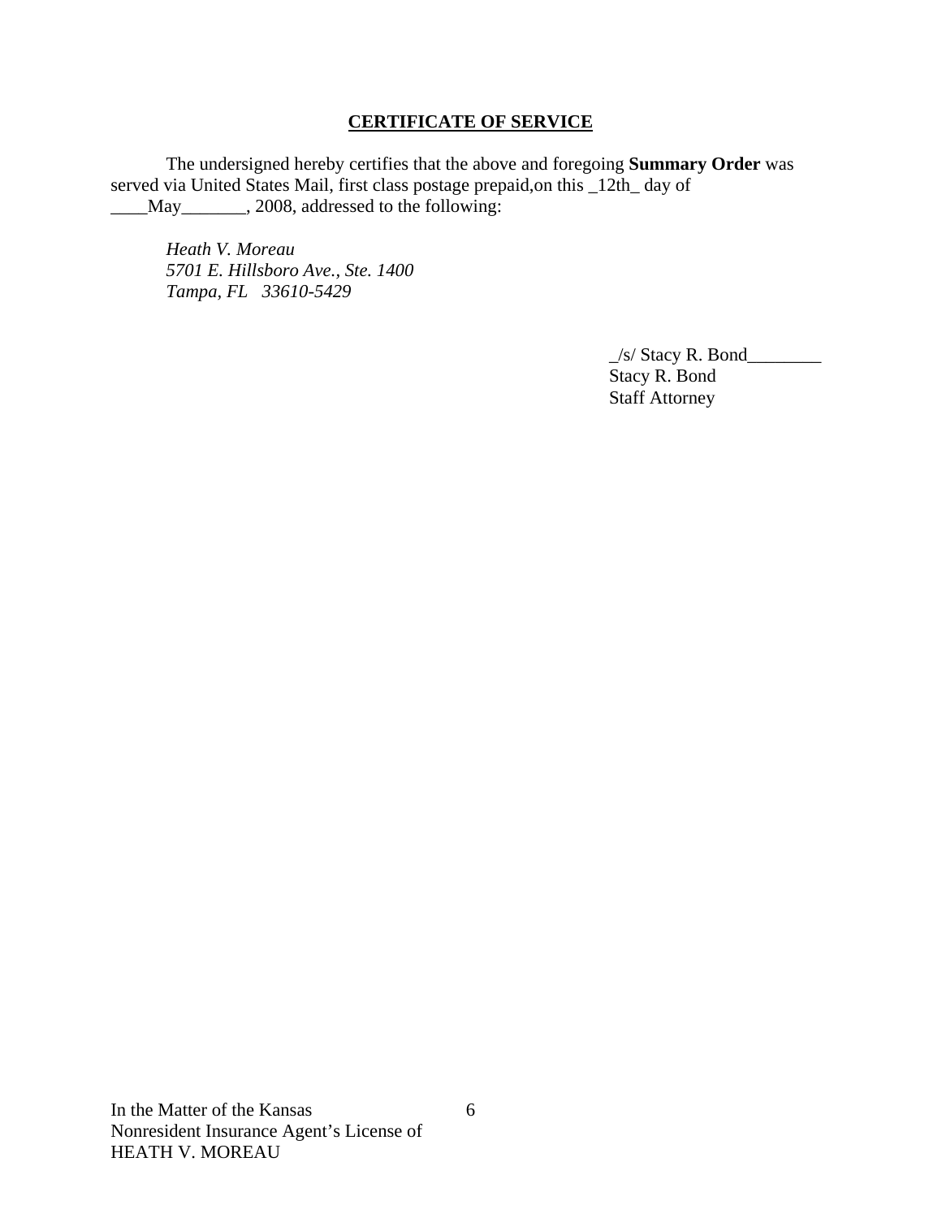**CERTIFICATE OF SERVICE**

The undersigned hereby certifies that the above and foregoing **Summary Order** was served via United States Mail, first class postage prepaid,on this _12th_ day of ____May_______, 2008, addressed to the following:

*Heath V. Moreau*  
*5701 E. Hillsboro Ave., Ste. 1400*  
*Tampa, FL 33610-5429*

_/s/ Stacy R. Bond________  
Stacy R. Bond  
Staff Attorney